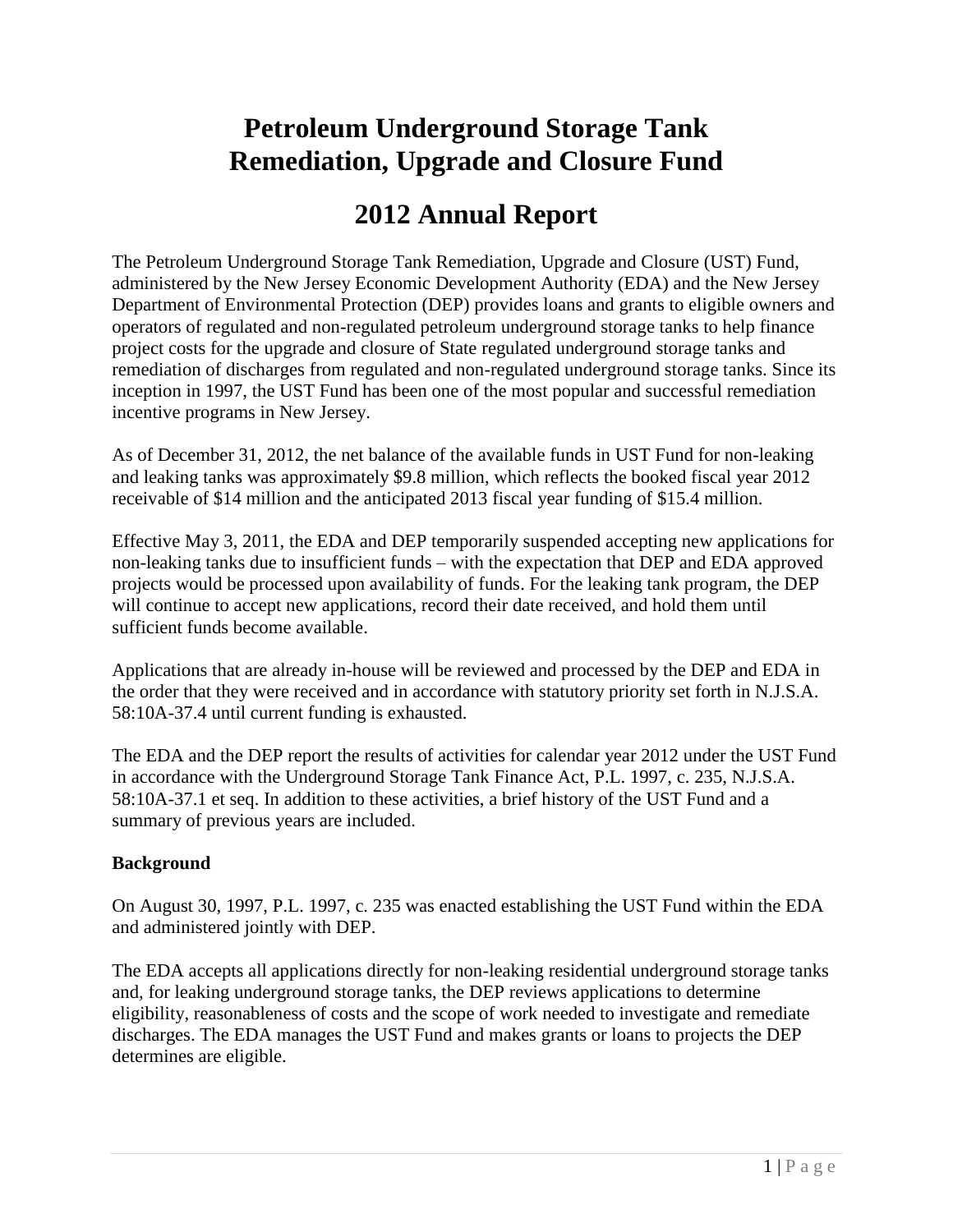# Petroleum Underground Storage Tank Remediation, Upgrade and Closure Fund

# 2012 Annual Report

The Petroleum Underground Storage Tank Remediation, Upgrade and Closure (UST) Fund, administered by the New Jersey Economic Development Authority (EDA) and the New Jersey Department of Environmental Protection (DEP) provides loans and grants to eligible owners and operators of regulated and non-regulated petroleum underground storage tanks to help finance project costs for the upgrade and closure of State regulated underground storage tanks and remediation of discharges from regulated and non-regulated underground storage tanks. Since its inception in 1997, the UST Fund has been one of the most popular and successful remediation incentive programs in New Jersey.

As of December 31, 2012, the net balance of the available funds in UST Fund for non-leaking and leaking tanks was approximately $9.8 million, which reflects the booked fiscal year 2012 receivable of $14 million and the anticipated 2013 fiscal year funding of $15.4 million.

Effective May 3, 2011, the EDA and DEP temporarily suspended accepting new applications for non-leaking tanks due to insufficient funds – with the expectation that DEP and EDA approved projects would be processed upon availability of funds. For the leaking tank program, the DEP will continue to accept new applications, record their date received, and hold them until sufficient funds become available.

Applications that are already in-house will be reviewed and processed by the DEP and EDA in the order that they were received and in accordance with statutory priority set forth in N.J.S.A. 58:10A-37.4 until current funding is exhausted.

The EDA and the DEP report the results of activities for calendar year 2012 under the UST Fund in accordance with the Underground Storage Tank Finance Act, P.L. 1997, c. 235, N.J.S.A. 58:10A-37.1 et seq. In addition to these activities, a brief history of the UST Fund and a summary of previous years are included.

**Background**

On August 30, 1997, P.L. 1997, c. 235 was enacted establishing the UST Fund within the EDA and administered jointly with DEP.

The EDA accepts all applications directly for non-leaking residential underground storage tanks and, for leaking underground storage tanks, the DEP reviews applications to determine eligibility, reasonableness of costs and the scope of work needed to investigate and remediate discharges. The EDA manages the UST Fund and makes grants or loans to projects the DEP determines are eligible.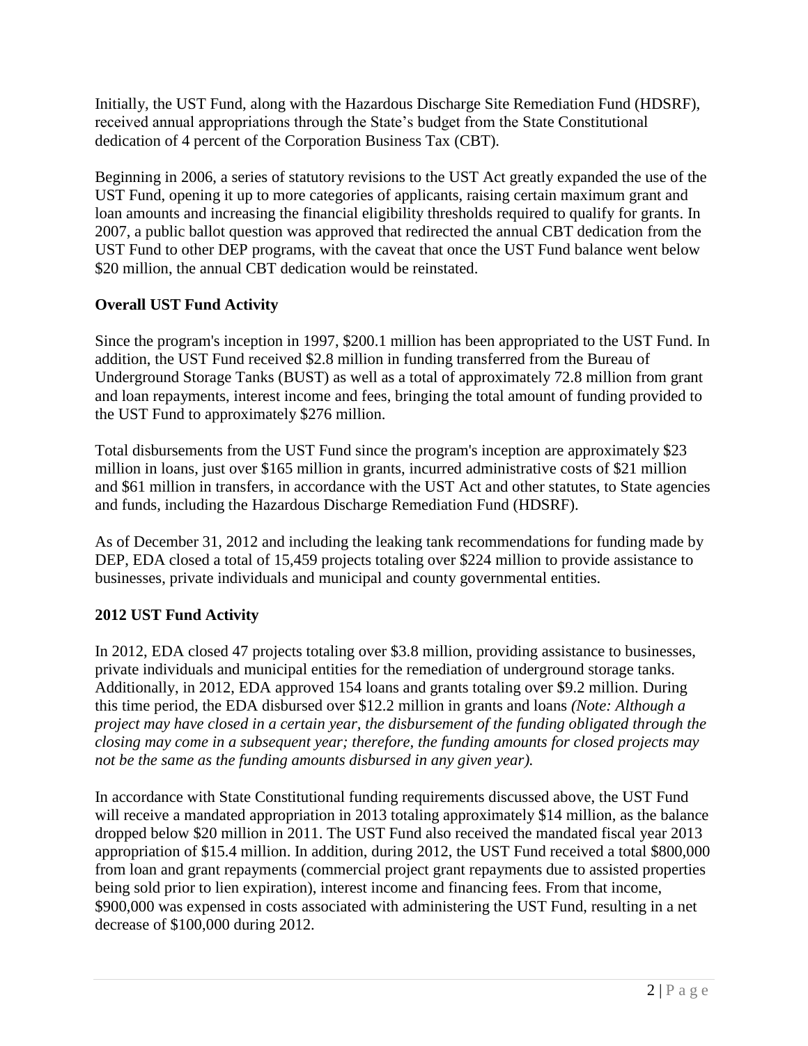Initially, the UST Fund, along with the Hazardous Discharge Site Remediation Fund (HDSRF), received annual appropriations through the State's budget from the State Constitutional dedication of 4 percent of the Corporation Business Tax (CBT).

Beginning in 2006, a series of statutory revisions to the UST Act greatly expanded the use of the UST Fund, opening it up to more categories of applicants, raising certain maximum grant and loan amounts and increasing the financial eligibility thresholds required to qualify for grants. In 2007, a public ballot question was approved that redirected the annual CBT dedication from the UST Fund to other DEP programs, with the caveat that once the UST Fund balance went below $20 million, the annual CBT dedication would be reinstated.

## Overall UST Fund Activity

Since the program's inception in 1997, $200.1 million has been appropriated to the UST Fund. In addition, the UST Fund received $2.8 million in funding transferred from the Bureau of Underground Storage Tanks (BUST) as well as a total of approximately 72.8 million from grant and loan repayments, interest income and fees, bringing the total amount of funding provided to the UST Fund to approximately $276 million.

Total disbursements from the UST Fund since the program's inception are approximately $23 million in loans, just over $165 million in grants, incurred administrative costs of $21 million and $61 million in transfers, in accordance with the UST Act and other statutes, to State agencies and funds, including the Hazardous Discharge Remediation Fund (HDSRF).

As of December 31, 2012 and including the leaking tank recommendations for funding made by DEP, EDA closed a total of 15,459 projects totaling over $224 million to provide assistance to businesses, private individuals and municipal and county governmental entities.

## 2012 UST Fund Activity

In 2012, EDA closed 47 projects totaling over $3.8 million, providing assistance to businesses, private individuals and municipal entities for the remediation of underground storage tanks. Additionally, in 2012, EDA approved 154 loans and grants totaling over $9.2 million. During this time period, the EDA disbursed over $12.2 million in grants and loans *(Note: Although a project may have closed in a certain year, the disbursement of the funding obligated through the closing may come in a subsequent year; therefore, the funding amounts for closed projects may not be the same as the funding amounts disbursed in any given year).*

In accordance with State Constitutional funding requirements discussed above, the UST Fund will receive a mandated appropriation in 2013 totaling approximately $14 million, as the balance dropped below $20 million in 2011. The UST Fund also received the mandated fiscal year 2013 appropriation of $15.4 million. In addition, during 2012, the UST Fund received a total $800,000 from loan and grant repayments (commercial project grant repayments due to assisted properties being sold prior to lien expiration), interest income and financing fees. From that income, $900,000 was expensed in costs associated with administering the UST Fund, resulting in a net decrease of $100,000 during 2012.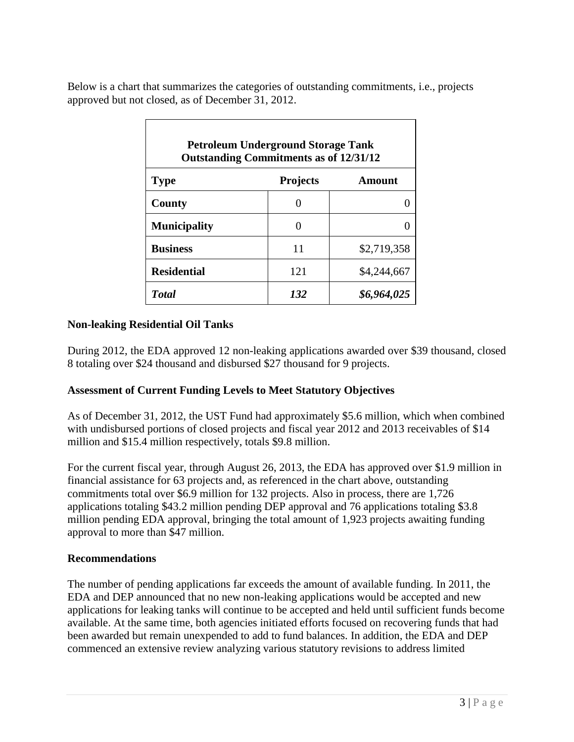Below is a chart that summarizes the categories of outstanding commitments, i.e., projects approved but not closed, as of December 31, 2012.

| **Petroleum Underground Storage Tank Outstanding Commitments as of 12/31/12** | | |
|---|---|---|
| **Type** | **Projects** | **Amount** |
| **County** | 0 | 0 |
| **Municipality** | 0 | 0 |
| **Business** | 11 | $2,719,358 |
| **Residential** | 121 | $4,244,667 |
| ***Total*** | ***132*** | ***$6,964,025*** |

**Non-leaking Residential Oil Tanks**

During 2012, the EDA approved 12 non-leaking applications awarded over $39 thousand, closed 8 totaling over $24 thousand and disbursed $27 thousand for 9 projects.

**Assessment of Current Funding Levels to Meet Statutory Objectives**

As of December 31, 2012, the UST Fund had approximately $5.6 million, which when combined with undisbursed portions of closed projects and fiscal year 2012 and 2013 receivables of $14 million and $15.4 million respectively, totals $9.8 million.

For the current fiscal year, through August 26, 2013, the EDA has approved over $1.9 million in financial assistance for 63 projects and, as referenced in the chart above, outstanding commitments total over $6.9 million for 132 projects. Also in process, there are 1,726 applications totaling $43.2 million pending DEP approval and 76 applications totaling $3.8 million pending EDA approval, bringing the total amount of 1,923 projects awaiting funding approval to more than $47 million.

**Recommendations**

The number of pending applications far exceeds the amount of available funding. In 2011, the EDA and DEP announced that no new non-leaking applications would be accepted and new applications for leaking tanks will continue to be accepted and held until sufficient funds become available. At the same time, both agencies initiated efforts focused on recovering funds that had been awarded but remain unexpended to add to fund balances. In addition, the EDA and DEP commenced an extensive review analyzing various statutory revisions to address limited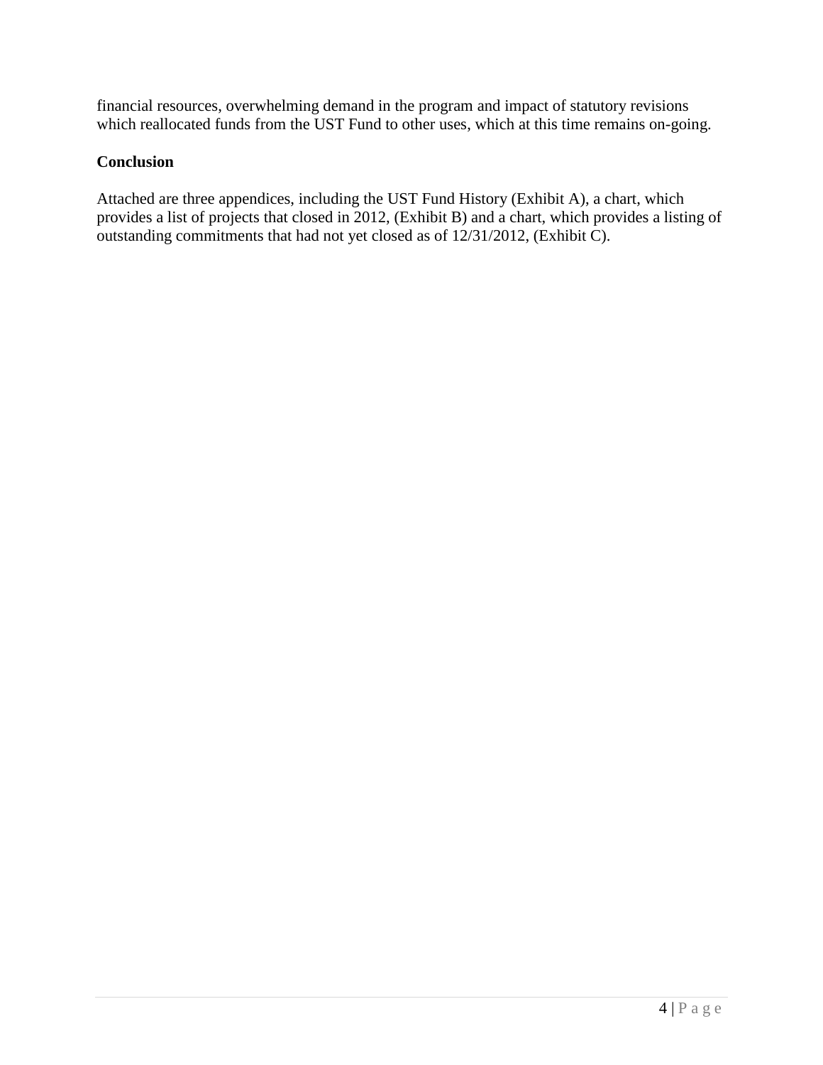financial resources, overwhelming demand in the program and impact of statutory revisions which reallocated funds from the UST Fund to other uses, which at this time remains on-going.

**Conclusion**

Attached are three appendices, including the UST Fund History (Exhibit A), a chart, which provides a list of projects that closed in 2012, (Exhibit B) and a chart, which provides a listing of outstanding commitments that had not yet closed as of 12/31/2012, (Exhibit C).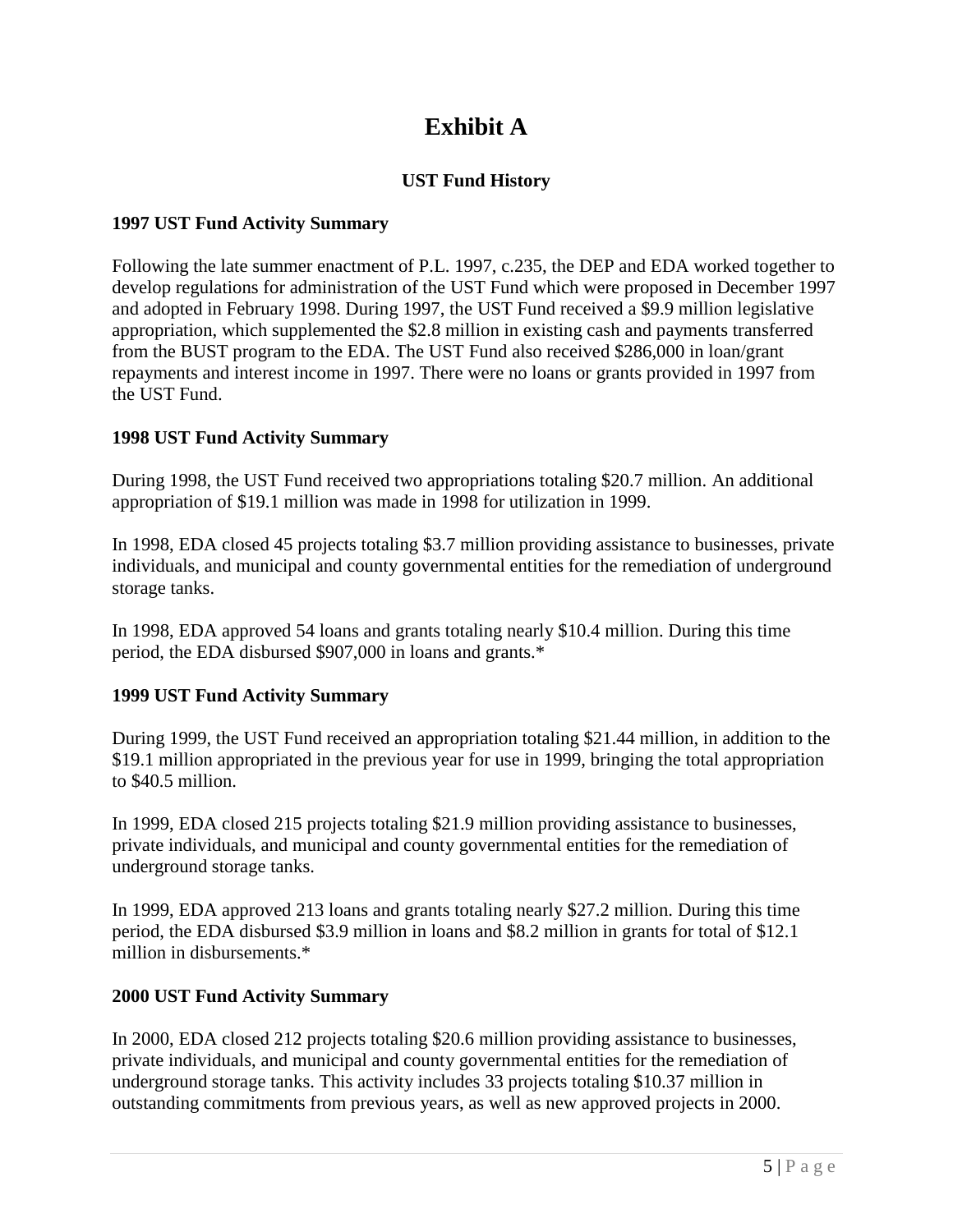# Exhibit A

### UST Fund History

**1997 UST Fund Activity Summary**

Following the late summer enactment of P.L. 1997, c.235, the DEP and EDA worked together to develop regulations for administration of the UST Fund which were proposed in December 1997 and adopted in February 1998. During 1997, the UST Fund received a $9.9 million legislative appropriation, which supplemented the $2.8 million in existing cash and payments transferred from the BUST program to the EDA. The UST Fund also received $286,000 in loan/grant repayments and interest income in 1997. There were no loans or grants provided in 1997 from the UST Fund.

**1998 UST Fund Activity Summary**

During 1998, the UST Fund received two appropriations totaling $20.7 million. An additional appropriation of $19.1 million was made in 1998 for utilization in 1999.

In 1998, EDA closed 45 projects totaling $3.7 million providing assistance to businesses, private individuals, and municipal and county governmental entities for the remediation of underground storage tanks.

In 1998, EDA approved 54 loans and grants totaling nearly $10.4 million. During this time period, the EDA disbursed $907,000 in loans and grants.*

**1999 UST Fund Activity Summary**

During 1999, the UST Fund received an appropriation totaling $21.44 million, in addition to the $19.1 million appropriated in the previous year for use in 1999, bringing the total appropriation to $40.5 million.

In 1999, EDA closed 215 projects totaling $21.9 million providing assistance to businesses, private individuals, and municipal and county governmental entities for the remediation of underground storage tanks.

In 1999, EDA approved 213 loans and grants totaling nearly $27.2 million. During this time period, the EDA disbursed $3.9 million in loans and $8.2 million in grants for total of $12.1 million in disbursements.*

**2000 UST Fund Activity Summary**

In 2000, EDA closed 212 projects totaling $20.6 million providing assistance to businesses, private individuals, and municipal and county governmental entities for the remediation of underground storage tanks. This activity includes 33 projects totaling $10.37 million in outstanding commitments from previous years, as well as new approved projects in 2000.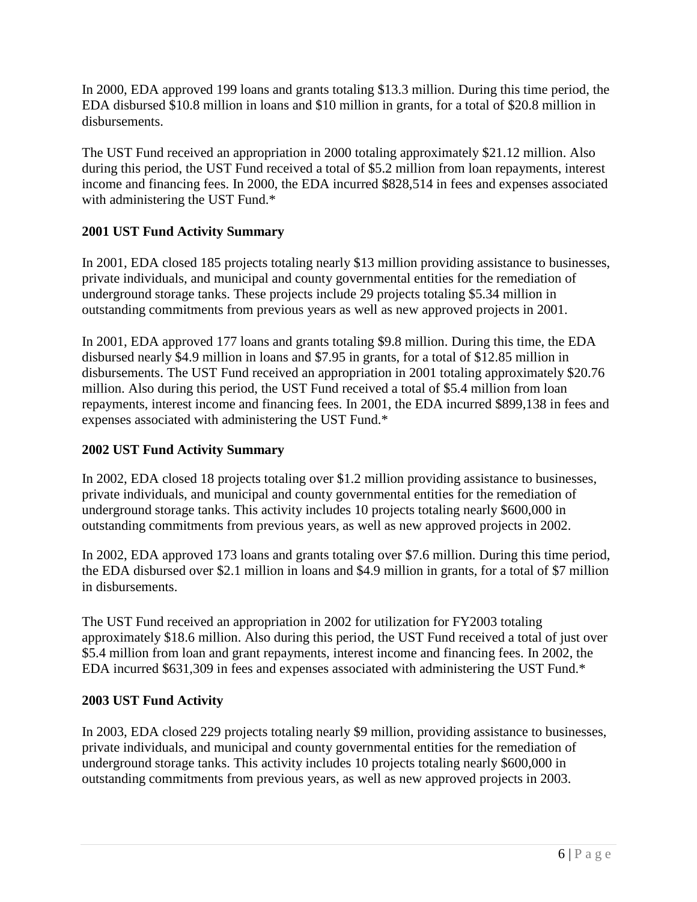In 2000, EDA approved 199 loans and grants totaling $13.3 million. During this time period, the EDA disbursed $10.8 million in loans and $10 million in grants, for a total of $20.8 million in disbursements.

The UST Fund received an appropriation in 2000 totaling approximately $21.12 million. Also during this period, the UST Fund received a total of $5.2 million from loan repayments, interest income and financing fees. In 2000, the EDA incurred $828,514 in fees and expenses associated with administering the UST Fund.*

### 2001 UST Fund Activity Summary

In 2001, EDA closed 185 projects totaling nearly $13 million providing assistance to businesses, private individuals, and municipal and county governmental entities for the remediation of underground storage tanks. These projects include 29 projects totaling $5.34 million in outstanding commitments from previous years as well as new approved projects in 2001.

In 2001, EDA approved 177 loans and grants totaling $9.8 million. During this time, the EDA disbursed nearly $4.9 million in loans and $7.95 in grants, for a total of $12.85 million in disbursements. The UST Fund received an appropriation in 2001 totaling approximately $20.76 million. Also during this period, the UST Fund received a total of $5.4 million from loan repayments, interest income and financing fees. In 2001, the EDA incurred $899,138 in fees and expenses associated with administering the UST Fund.*

### 2002 UST Fund Activity Summary

In 2002, EDA closed 18 projects totaling over $1.2 million providing assistance to businesses, private individuals, and municipal and county governmental entities for the remediation of underground storage tanks. This activity includes 10 projects totaling nearly $600,000 in outstanding commitments from previous years, as well as new approved projects in 2002.

In 2002, EDA approved 173 loans and grants totaling over $7.6 million. During this time period, the EDA disbursed over $2.1 million in loans and $4.9 million in grants, for a total of $7 million in disbursements.

The UST Fund received an appropriation in 2002 for utilization for FY2003 totaling approximately $18.6 million. Also during this period, the UST Fund received a total of just over $5.4 million from loan and grant repayments, interest income and financing fees. In 2002, the EDA incurred $631,309 in fees and expenses associated with administering the UST Fund.*

### 2003 UST Fund Activity

In 2003, EDA closed 229 projects totaling nearly $9 million, providing assistance to businesses, private individuals, and municipal and county governmental entities for the remediation of underground storage tanks. This activity includes 10 projects totaling nearly $600,000 in outstanding commitments from previous years, as well as new approved projects in 2003.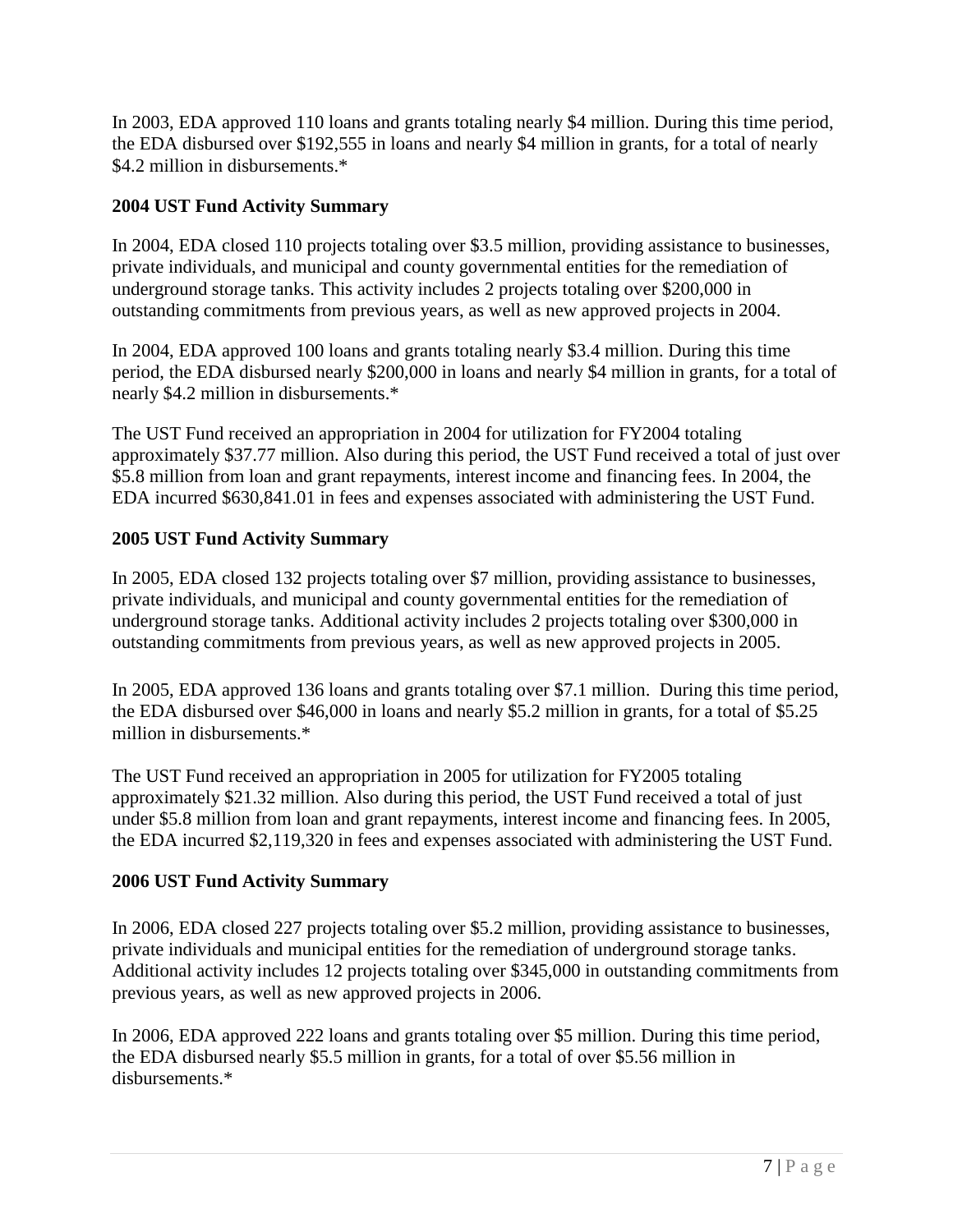In 2003, EDA approved 110 loans and grants totaling nearly $4 million. During this time period, the EDA disbursed over $192,555 in loans and nearly $4 million in grants, for a total of nearly $4.2 million in disbursements.*

**2004 UST Fund Activity Summary**

In 2004, EDA closed 110 projects totaling over $3.5 million, providing assistance to businesses, private individuals, and municipal and county governmental entities for the remediation of underground storage tanks. This activity includes 2 projects totaling over $200,000 in outstanding commitments from previous years, as well as new approved projects in 2004.

In 2004, EDA approved 100 loans and grants totaling nearly $3.4 million. During this time period, the EDA disbursed nearly $200,000 in loans and nearly $4 million in grants, for a total of nearly $4.2 million in disbursements.*

The UST Fund received an appropriation in 2004 for utilization for FY2004 totaling approximately $37.77 million. Also during this period, the UST Fund received a total of just over $5.8 million from loan and grant repayments, interest income and financing fees. In 2004, the EDA incurred $630,841.01 in fees and expenses associated with administering the UST Fund.

**2005 UST Fund Activity Summary**

In 2005, EDA closed 132 projects totaling over $7 million, providing assistance to businesses, private individuals, and municipal and county governmental entities for the remediation of underground storage tanks. Additional activity includes 2 projects totaling over $300,000 in outstanding commitments from previous years, as well as new approved projects in 2005.

In 2005, EDA approved 136 loans and grants totaling over $7.1 million. During this time period, the EDA disbursed over $46,000 in loans and nearly $5.2 million in grants, for a total of $5.25 million in disbursements.*

The UST Fund received an appropriation in 2005 for utilization for FY2005 totaling approximately $21.32 million. Also during this period, the UST Fund received a total of just under $5.8 million from loan and grant repayments, interest income and financing fees. In 2005, the EDA incurred $2,119,320 in fees and expenses associated with administering the UST Fund.

**2006 UST Fund Activity Summary**

In 2006, EDA closed 227 projects totaling over $5.2 million, providing assistance to businesses, private individuals and municipal entities for the remediation of underground storage tanks. Additional activity includes 12 projects totaling over $345,000 in outstanding commitments from previous years, as well as new approved projects in 2006.

In 2006, EDA approved 222 loans and grants totaling over $5 million. During this time period, the EDA disbursed nearly $5.5 million in grants, for a total of over $5.56 million in disbursements.*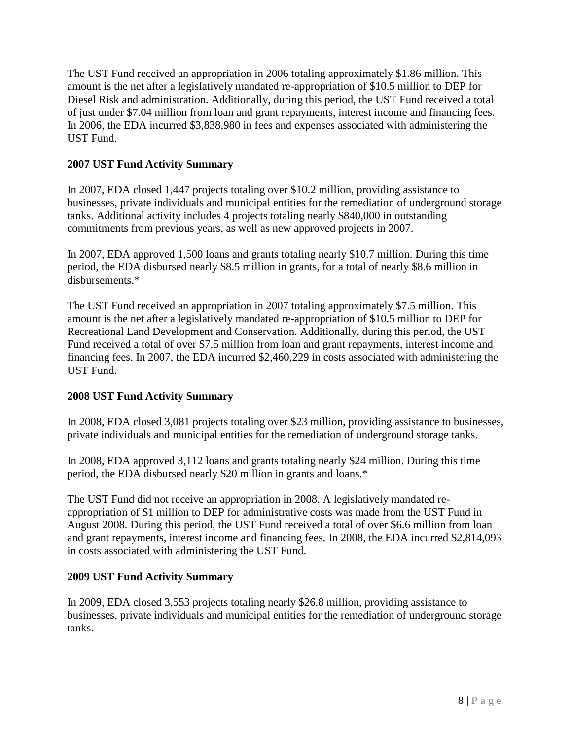The UST Fund received an appropriation in 2006 totaling approximately $1.86 million. This amount is the net after a legislatively mandated re-appropriation of $10.5 million to DEP for Diesel Risk and administration. Additionally, during this period, the UST Fund received a total of just under $7.04 million from loan and grant repayments, interest income and financing fees. In 2006, the EDA incurred $3,838,980 in fees and expenses associated with administering the UST Fund.

**2007 UST Fund Activity Summary**

In 2007, EDA closed 1,447 projects totaling over $10.2 million, providing assistance to businesses, private individuals and municipal entities for the remediation of underground storage tanks. Additional activity includes 4 projects totaling nearly $840,000 in outstanding commitments from previous years, as well as new approved projects in 2007.

In 2007, EDA approved 1,500 loans and grants totaling nearly $10.7 million. During this time period, the EDA disbursed nearly $8.5 million in grants, for a total of nearly $8.6 million in disbursements.*

The UST Fund received an appropriation in 2007 totaling approximately $7.5 million. This amount is the net after a legislatively mandated re-appropriation of $10.5 million to DEP for Recreational Land Development and Conservation. Additionally, during this period, the UST Fund received a total of over $7.5 million from loan and grant repayments, interest income and financing fees. In 2007, the EDA incurred $2,460,229 in costs associated with administering the UST Fund.

**2008 UST Fund Activity Summary**

In 2008, EDA closed 3,081 projects totaling over $23 million, providing assistance to businesses, private individuals and municipal entities for the remediation of underground storage tanks.

In 2008, EDA approved 3,112 loans and grants totaling nearly $24 million. During this time period, the EDA disbursed nearly $20 million in grants and loans.*

The UST Fund did not receive an appropriation in 2008. A legislatively mandated re-appropriation of $1 million to DEP for administrative costs was made from the UST Fund in August 2008. During this period, the UST Fund received a total of over $6.6 million from loan and grant repayments, interest income and financing fees. In 2008, the EDA incurred $2,814,093 in costs associated with administering the UST Fund.

**2009 UST Fund Activity Summary**

In 2009, EDA closed 3,553 projects totaling nearly $26.8 million, providing assistance to businesses, private individuals and municipal entities for the remediation of underground storage tanks.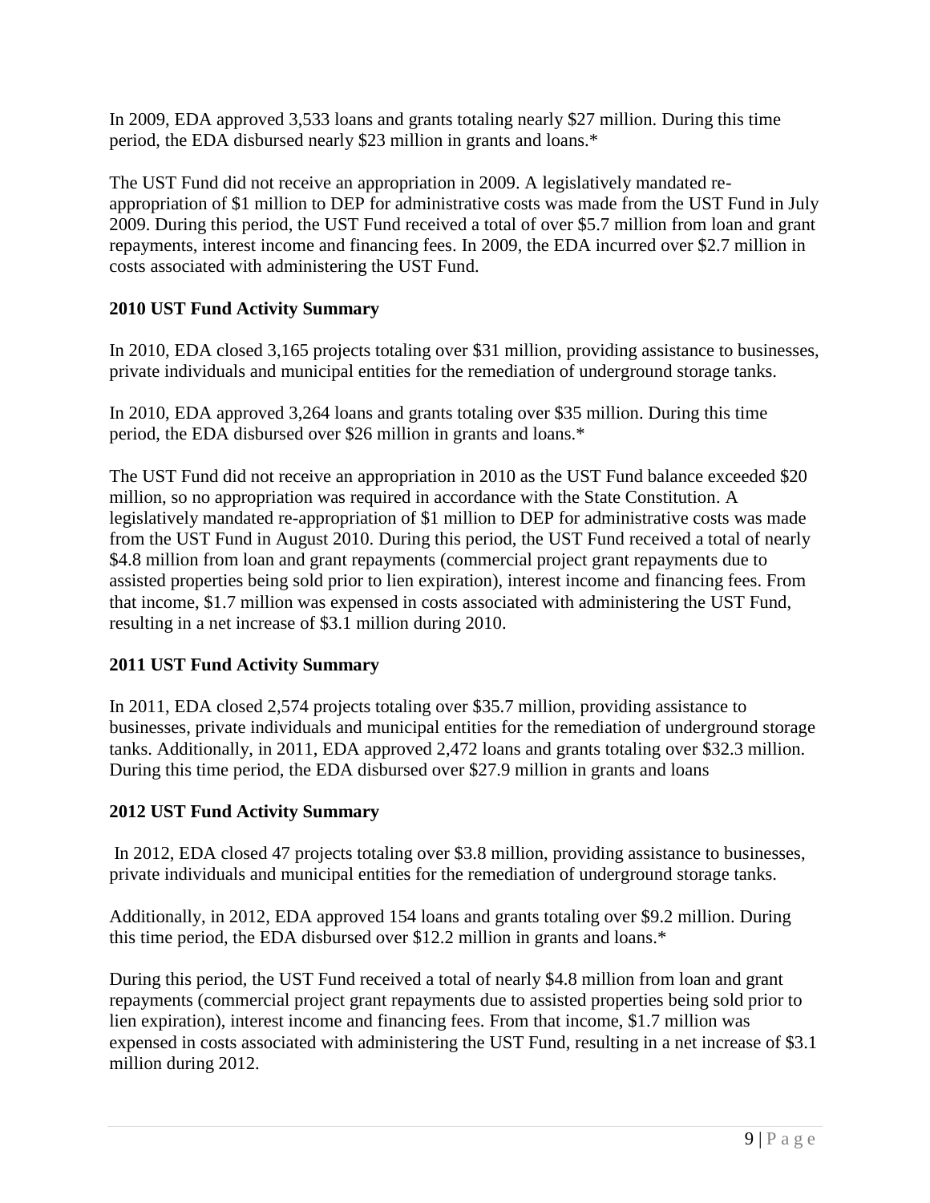In 2009, EDA approved 3,533 loans and grants totaling nearly $27 million. During this time period, the EDA disbursed nearly $23 million in grants and loans.*

The UST Fund did not receive an appropriation in 2009. A legislatively mandated re-appropriation of $1 million to DEP for administrative costs was made from the UST Fund in July 2009. During this period, the UST Fund received a total of over $5.7 million from loan and grant repayments, interest income and financing fees. In 2009, the EDA incurred over $2.7 million in costs associated with administering the UST Fund.

### 2010 UST Fund Activity Summary

In 2010, EDA closed 3,165 projects totaling over $31 million, providing assistance to businesses, private individuals and municipal entities for the remediation of underground storage tanks.

In 2010, EDA approved 3,264 loans and grants totaling over $35 million. During this time period, the EDA disbursed over $26 million in grants and loans.*

The UST Fund did not receive an appropriation in 2010 as the UST Fund balance exceeded $20 million, so no appropriation was required in accordance with the State Constitution. A legislatively mandated re-appropriation of $1 million to DEP for administrative costs was made from the UST Fund in August 2010. During this period, the UST Fund received a total of nearly $4.8 million from loan and grant repayments (commercial project grant repayments due to assisted properties being sold prior to lien expiration), interest income and financing fees. From that income, $1.7 million was expensed in costs associated with administering the UST Fund, resulting in a net increase of $3.1 million during 2010.

### 2011 UST Fund Activity Summary

In 2011, EDA closed 2,574 projects totaling over $35.7 million, providing assistance to businesses, private individuals and municipal entities for the remediation of underground storage tanks. Additionally, in 2011, EDA approved 2,472 loans and grants totaling over $32.3 million. During this time period, the EDA disbursed over $27.9 million in grants and loans

### 2012 UST Fund Activity Summary

In 2012, EDA closed 47 projects totaling over $3.8 million, providing assistance to businesses, private individuals and municipal entities for the remediation of underground storage tanks.

Additionally, in 2012, EDA approved 154 loans and grants totaling over $9.2 million. During this time period, the EDA disbursed over $12.2 million in grants and loans.*

During this period, the UST Fund received a total of nearly $4.8 million from loan and grant repayments (commercial project grant repayments due to assisted properties being sold prior to lien expiration), interest income and financing fees. From that income, $1.7 million was expensed in costs associated with administering the UST Fund, resulting in a net increase of $3.1 million during 2012.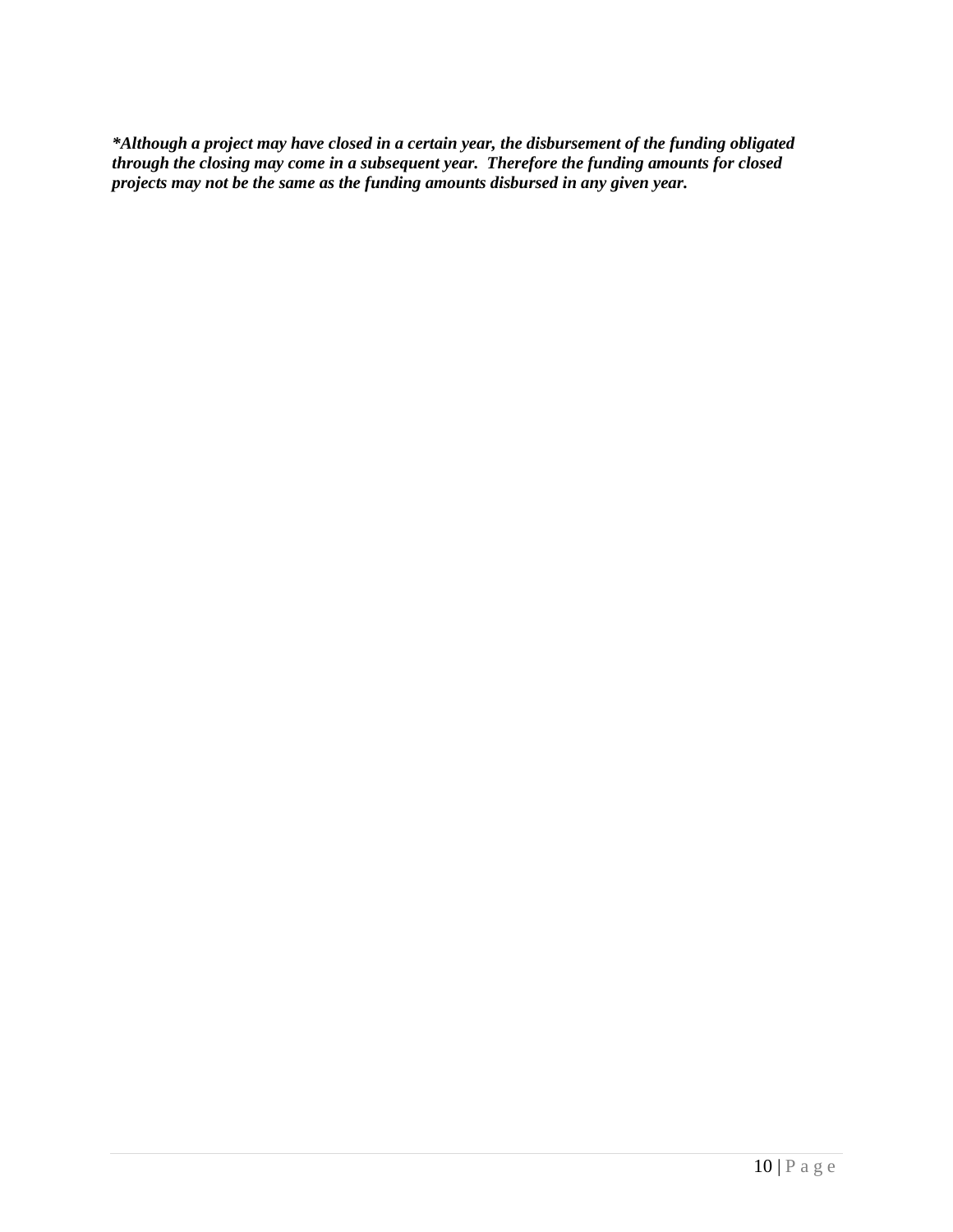***Although a project may have closed in a certain year, the disbursement of the funding obligated through the closing may come in a subsequent year. Therefore the funding amounts for closed projects may not be the same as the funding amounts disbursed in any given year.***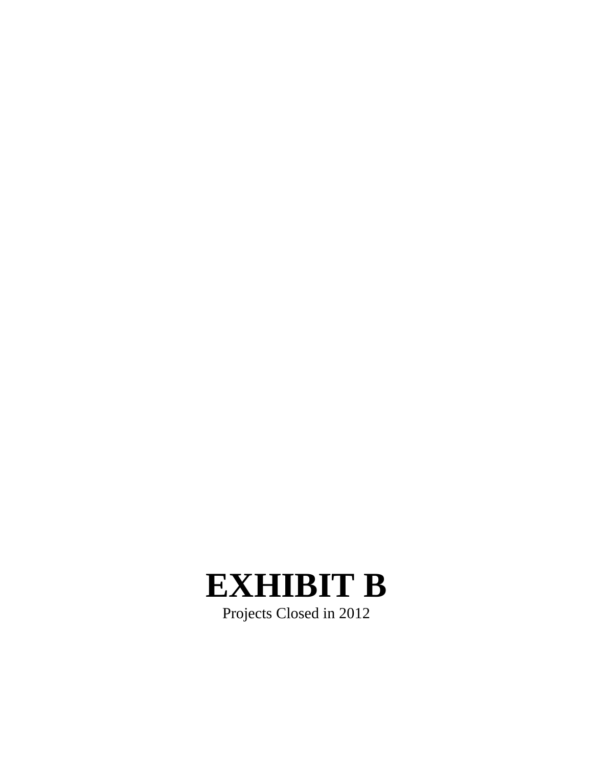# EXHIBIT B

Projects Closed in 2012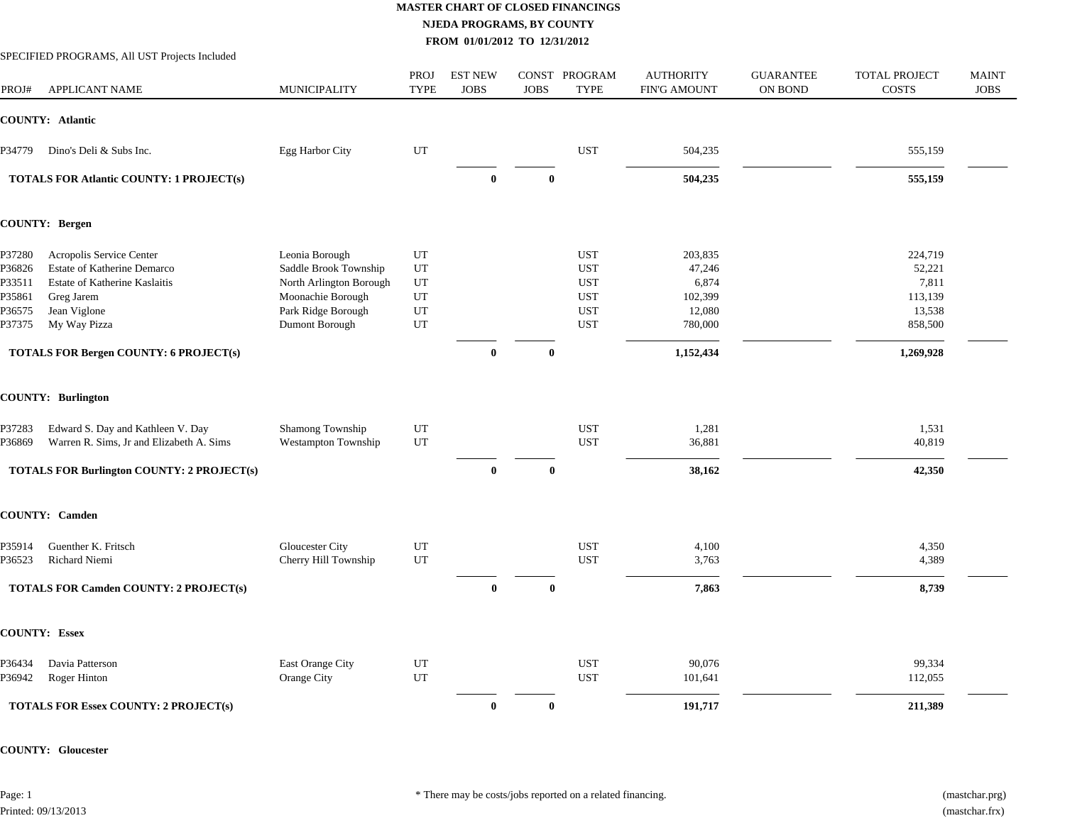# MASTER CHART OF CLOSED FINANCINGS

## NJEDA PROGRAMS, BY COUNTY

### FROM 01/01/2012 TO 12/31/2012

SPECIFIED PROGRAMS, All UST Projects Included

| PROJ# | APPLICANT NAME | MUNICIPALITY | PROJ TYPE | EST NEW JOBS | CONST JOBS | PROGRAM TYPE | AUTHORITY FIN'G AMOUNT | GUARANTEE ON BOND | TOTAL PROJECT COSTS | MAINT JOBS |
|---|---|---|---|---|---|---|---|---|---|---|
| **COUNTY: Atlantic** | | | | | | | | | | |
| P34779 | Dino's Deli & Subs Inc. | Egg Harbor City | UT | | | UST | 504,235 | | 555,159 | |
| **TOTALS FOR Atlantic COUNTY: 1 PROJECT(s)** | | | | **0** | **0** | | **504,235** | | **555,159** | |
| **COUNTY: Bergen** | | | | | | | | | | |
| P37280 | Acropolis Service Center | Leonia Borough | UT | | | UST | 203,835 | | 224,719 | |
| P36826 | Estate of Katherine Demarco | Saddle Brook Township | UT | | | UST | 47,246 | | 52,221 | |
| P33511 | Estate of Katherine Kaslaitis | North Arlington Borough | UT | | | UST | 6,874 | | 7,811 | |
| P35861 | Greg Jarem | Moonachie Borough | UT | | | UST | 102,399 | | 113,139 | |
| P36575 | Jean Viglone | Park Ridge Borough | UT | | | UST | 12,080 | | 13,538 | |
| P37375 | My Way Pizza | Dumont Borough | UT | | | UST | 780,000 | | 858,500 | |
| **TOTALS FOR Bergen COUNTY: 6 PROJECT(s)** | | | | **0** | **0** | | **1,152,434** | | **1,269,928** | |
| **COUNTY: Burlington** | | | | | | | | | | |
| P37283 | Edward S. Day and Kathleen V. Day | Shamong Township | UT | | | UST | 1,281 | | 1,531 | |
| P36869 | Warren R. Sims, Jr and Elizabeth A. Sims | Westampton Township | UT | | | UST | 36,881 | | 40,819 | |
| **TOTALS FOR Burlington COUNTY: 2 PROJECT(s)** | | | | **0** | **0** | | **38,162** | | **42,350** | |
| **COUNTY: Camden** | | | | | | | | | | |
| P35914 | Guenther K. Fritsch | Gloucester City | UT | | | UST | 4,100 | | 4,350 | |
| P36523 | Richard Niemi | Cherry Hill Township | UT | | | UST | 3,763 | | 4,389 | |
| **TOTALS FOR Camden COUNTY: 2 PROJECT(s)** | | | | **0** | **0** | | **7,863** | | **8,739** | |
| **COUNTY: Essex** | | | | | | | | | | |
| P36434 | Davia Patterson | East Orange City | UT | | | UST | 90,076 | | 99,334 | |
| P36942 | Roger Hinton | Orange City | UT | | | UST | 101,641 | | 112,055 | |
| **TOTALS FOR Essex COUNTY: 2 PROJECT(s)** | | | | **0** | **0** | | **191,717** | | **211,389** | |
| **COUNTY: Gloucester** | | | | | | | | | | |

\* There may be costs/jobs reported on a related financing.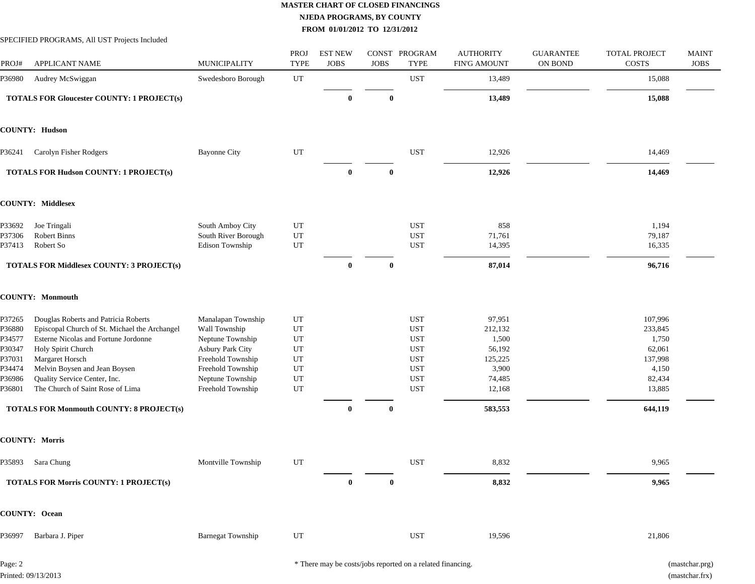# MASTER CHART OF CLOSED FINANCINGS

## NJEDA PROGRAMS, BY COUNTY

### FROM 01/01/2012 TO 12/31/2012

SPECIFIED PROGRAMS, All UST Projects Included

| PROJ# | APPLICANT NAME | MUNICIPALITY | PROJ TYPE | EST NEW JOBS | CONST JOBS | PROGRAM TYPE | AUTHORITY FIN'G AMOUNT | GUARANTEE ON BOND | TOTAL PROJECT COSTS | MAINT JOBS |
|---|---|---|---|---|---|---|---|---|---|---|
| P36980 | Audrey McSwiggan | Swedesboro Borough | UT | | | UST | 13,489 | | 15,088 | |
| | **TOTALS FOR Gloucester COUNTY: 1 PROJECT(s)** | | | **0** | **0** | | **13,489** | | **15,088** | |
| | **COUNTY: Hudson** | | | | | | | | | |
| P36241 | Carolyn Fisher Rodgers | Bayonne City | UT | | | UST | 12,926 | | 14,469 | |
| | **TOTALS FOR Hudson COUNTY: 1 PROJECT(s)** | | | **0** | **0** | | **12,926** | | **14,469** | |
| | **COUNTY: Middlesex** | | | | | | | | | |
| P33692 | Joe Tringali | South Amboy City | UT | | | UST | 858 | | 1,194 | |
| P37306 | Robert Binns | South River Borough | UT | | | UST | 71,761 | | 79,187 | |
| P37413 | Robert So | Edison Township | UT | | | UST | 14,395 | | 16,335 | |
| | **TOTALS FOR Middlesex COUNTY: 3 PROJECT(s)** | | | **0** | **0** | | **87,014** | | **96,716** | |
| | **COUNTY: Monmouth** | | | | | | | | | |
| P37265 | Douglas Roberts and Patricia Roberts | Manalapan Township | UT | | | UST | 97,951 | | 107,996 | |
| P36880 | Episcopal Church of St. Michael the Archangel | Wall Township | UT | | | UST | 212,132 | | 233,845 | |
| P34577 | Esterne Nicolas and Fortune Jordonne | Neptune Township | UT | | | UST | 1,500 | | 1,750 | |
| P30347 | Holy Spirit Church | Asbury Park City | UT | | | UST | 56,192 | | 62,061 | |
| P37031 | Margaret Horsch | Freehold Township | UT | | | UST | 125,225 | | 137,998 | |
| P34474 | Melvin Boysen and Jean Boysen | Freehold Township | UT | | | UST | 3,900 | | 4,150 | |
| P36986 | Quality Service Center, Inc. | Neptune Township | UT | | | UST | 74,485 | | 82,434 | |
| P36801 | The Church of Saint Rose of Lima | Freehold Township | UT | | | UST | 12,168 | | 13,885 | |
| | **TOTALS FOR Monmouth COUNTY: 8 PROJECT(s)** | | | **0** | **0** | | **583,553** | | **644,119** | |
| | **COUNTY: Morris** | | | | | | | | | |
| P35893 | Sara Chung | Montville Township | UT | | | UST | 8,832 | | 9,965 | |
| | **TOTALS FOR Morris COUNTY: 1 PROJECT(s)** | | | **0** | **0** | | **8,832** | | **9,965** | |
| | **COUNTY: Ocean** | | | | | | | | | |
| P36997 | Barbara J. Piper | Barnegat Township | UT | | | UST | 19,596 | | 21,806 | |

\* There may be costs/jobs reported on a related financing.

Printed: 09/13/2013

(mastchar.prg)
(mastchar.frx)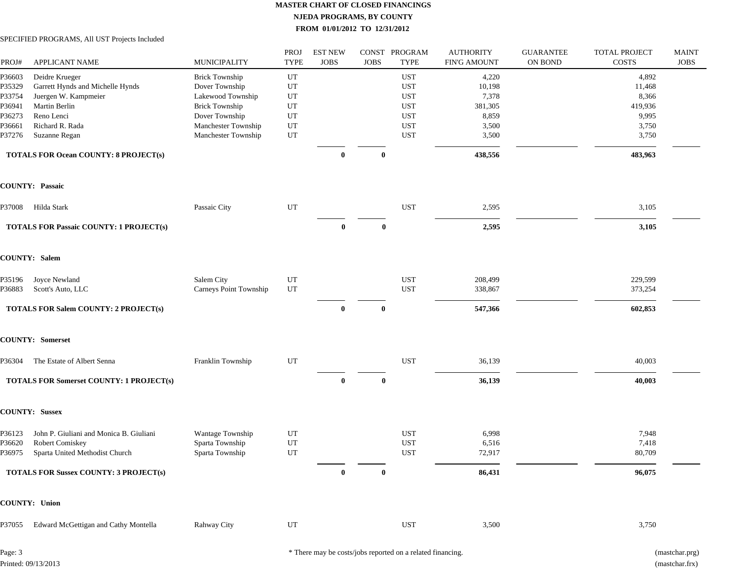# MASTER CHART OF CLOSED FINANCINGS

## NJEDA PROGRAMS, BY COUNTY

### FROM 01/01/2012 TO 12/31/2012

SPECIFIED PROGRAMS, All UST Projects Included

| PROJ# | APPLICANT NAME | MUNICIPALITY | PROJ TYPE | EST NEW JOBS | CONST JOBS | PROGRAM TYPE | AUTHORITY FIN'G AMOUNT | GUARANTEE ON BOND | TOTAL PROJECT COSTS | MAINT JOBS |
|---|---|---|---|---|---|---|---|---|---|---|
| P36603 | Deidre Krueger | Brick Township | UT | | | UST | 4,220 | | 4,892 | |
| P35329 | Garrett Hynds and Michelle Hynds | Dover Township | UT | | | UST | 10,198 | | 11,468 | |
| P33754 | Juergen W. Kampmeier | Lakewood Township | UT | | | UST | 7,378 | | 8,366 | |
| P36941 | Martin Berlin | Brick Township | UT | | | UST | 381,305 | | 419,936 | |
| P36273 | Reno Lenci | Dover Township | UT | | | UST | 8,859 | | 9,995 | |
| P36661 | Richard R. Rada | Manchester Township | UT | | | UST | 3,500 | | 3,750 | |
| P37276 | Suzanne Regan | Manchester Township | UT | | | UST | 3,500 | | 3,750 | |
| **TOTALS FOR Ocean COUNTY: 8 PROJECT(s)** | | | | **0** | **0** | | **438,556** | | **483,963** | |
| **COUNTY: Passaic** | | | | | | | | | | |
| P37008 | Hilda Stark | Passaic City | UT | | | UST | 2,595 | | 3,105 | |
| **TOTALS FOR Passaic COUNTY: 1 PROJECT(s)** | | | | **0** | **0** | | **2,595** | | **3,105** | |
| **COUNTY: Salem** | | | | | | | | | | |
| P35196 | Joyce Newland | Salem City | UT | | | UST | 208,499 | | 229,599 | |
| P36883 | Scott's Auto, LLC | Carneys Point Township | UT | | | UST | 338,867 | | 373,254 | |
| **TOTALS FOR Salem COUNTY: 2 PROJECT(s)** | | | | **0** | **0** | | **547,366** | | **602,853** | |
| **COUNTY: Somerset** | | | | | | | | | | |
| P36304 | The Estate of Albert Senna | Franklin Township | UT | | | UST | 36,139 | | 40,003 | |
| **TOTALS FOR Somerset COUNTY: 1 PROJECT(s)** | | | | **0** | **0** | | **36,139** | | **40,003** | |
| **COUNTY: Sussex** | | | | | | | | | | |
| P36123 | John P. Giuliani and Monica B. Giuliani | Wantage Township | UT | | | UST | 6,998 | | 7,948 | |
| P36620 | Robert Comiskey | Sparta Township | UT | | | UST | 6,516 | | 7,418 | |
| P36975 | Sparta United Methodist Church | Sparta Township | UT | | | UST | 72,917 | | 80,709 | |
| **TOTALS FOR Sussex COUNTY: 3 PROJECT(s)** | | | | **0** | **0** | | **86,431** | | **96,075** | |
| **COUNTY: Union** | | | | | | | | | | |
| P37055 | Edward McGettigan and Cathy Montella | Rahway City | UT | | | UST | 3,500 | | 3,750 | |

Page: 3

Printed: 09/13/2013

\* There may be costs/jobs reported on a related financing.

(mastchar.prg)

(mastchar.frx)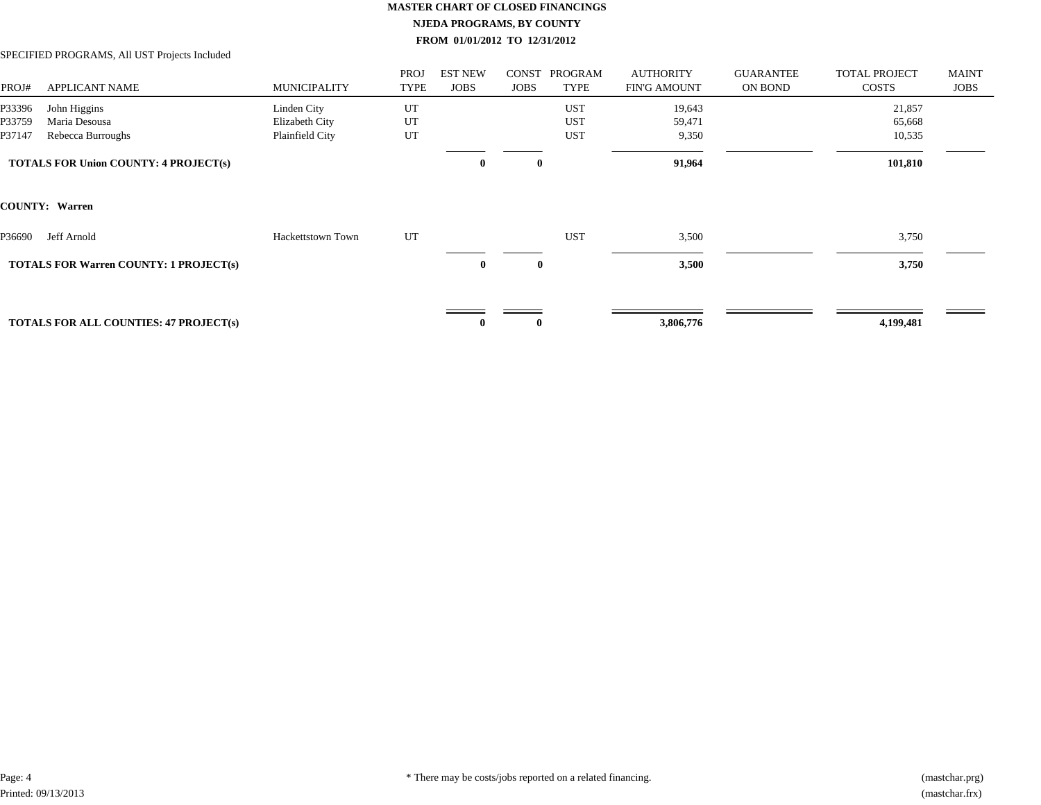**MASTER CHART OF CLOSED FINANCINGS**

**NJEDA PROGRAMS, BY COUNTY**

**FROM 01/01/2012 TO 12/31/2012**

SPECIFIED PROGRAMS, All UST Projects Included

| PROJ# | APPLICANT NAME | MUNICIPALITY | PROJ TYPE | EST NEW JOBS | CONST JOBS | PROGRAM TYPE | AUTHORITY FIN'G AMOUNT | GUARANTEE ON BOND | TOTAL PROJECT COSTS | MAINT JOBS |
|---|---|---|---|---|---|---|---|---|---|---|
| P33396 | John Higgins | Linden City | UT | | | UST | 19,643 | | 21,857 | |
| P33759 | Maria Desousa | Elizabeth City | UT | | | UST | 59,471 | | 65,668 | |
| P37147 | Rebecca Burroughs | Plainfield City | UT | | | UST | 9,350 | | 10,535 | |
| **TOTALS FOR Union COUNTY: 4 PROJECT(s)** | | | | **0** | **0** | | **91,964** | | **101,810** | |
| **COUNTY: Warren** | | | | | | | | | | |
| P36690 | Jeff Arnold | Hackettstown Town | UT | | | UST | 3,500 | | 3,750 | |
| **TOTALS FOR Warren COUNTY: 1 PROJECT(s)** | | | | **0** | **0** | | **3,500** | | **3,750** | |
| **TOTALS FOR ALL COUNTIES: 47 PROJECT(s)** | | | | **0** | **0** | | **3,806,776** | | **4,199,481** | |

* There may be costs/jobs reported on a related financing.

Printed: 09/13/2013

(mastchar.prg)
(mastchar.frx)